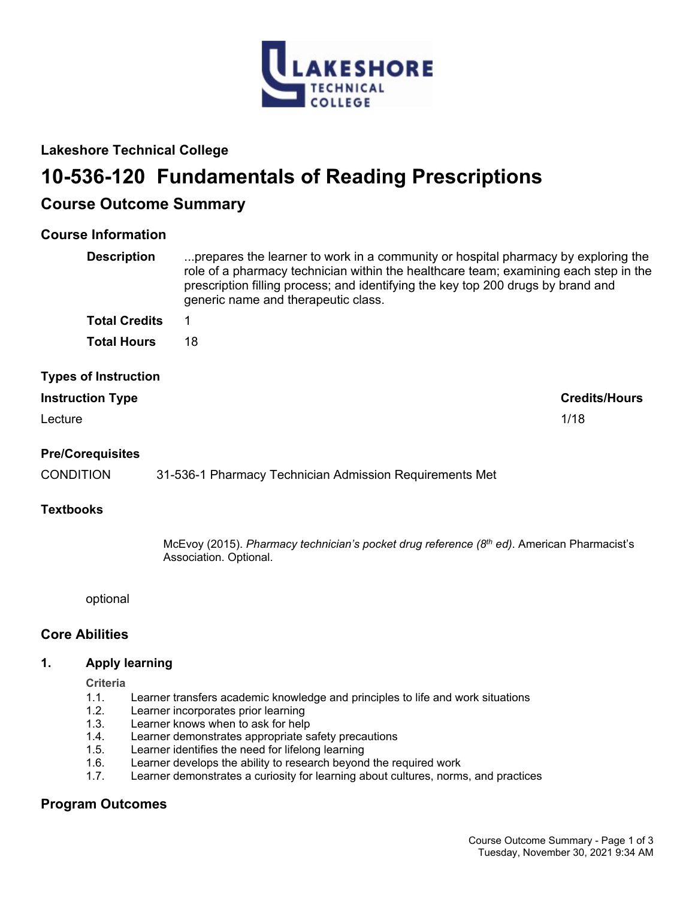## Lakeshore Technical College

# 10-536-120 Fundamentals of Reading Prescriptions

## Course Outcome Summary

### Course Information

**Description** ...prepares the learner to work in a community or hospital pharmacy by exploring the role of a pharmacy technician within the healthcare team; examining each step in the prescription filling process; and identifying the key top 200 drugs by brand and generic name and therapeutic class.

**Total Credits** 1

**Total Hours** 18

### Types of Instruction

| Instruction Type | Credits/Hours |
|---|---|
| Lecture | 1/18 |

### Pre/Corequisites

CONDITION 31-536-1 Pharmacy Technician Admission Requirements Met

### Textbooks

McEvoy (2015). *Pharmacy technician's pocket drug reference (8th ed)*. American Pharmacist's Association. Optional.

optional

### Core Abilities

#### 1. Apply learning

**Criteria**

1.1. Learner transfers academic knowledge and principles to life and work situations
1.2. Learner incorporates prior learning
1.3. Learner knows when to ask for help
1.4. Learner demonstrates appropriate safety precautions
1.5. Learner identifies the need for lifelong learning
1.6. Learner develops the ability to research beyond the required work
1.7. Learner demonstrates a curiosity for learning about cultures, norms, and practices

### Program Outcomes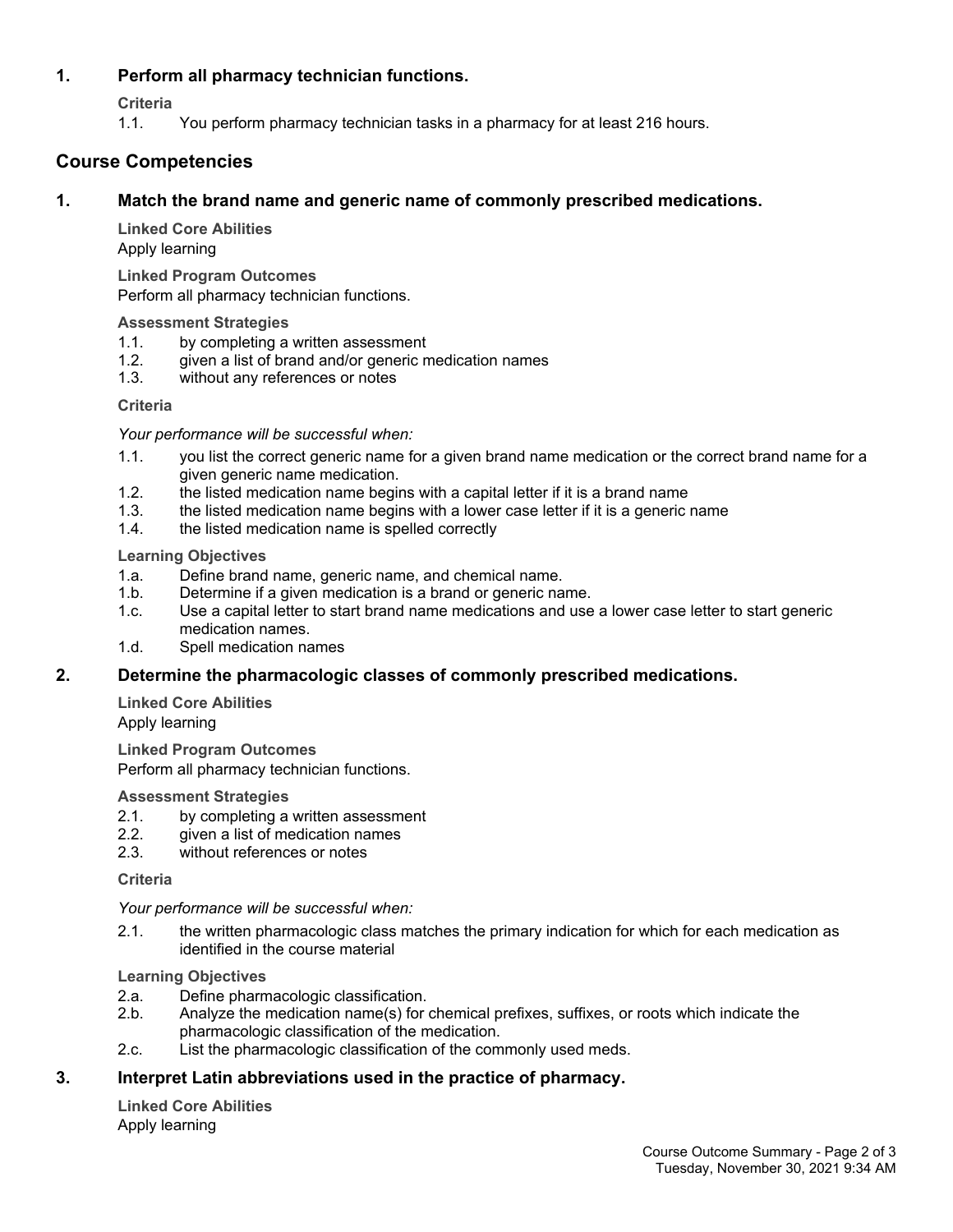## 1. Perform all pharmacy technician functions.

**Criteria**

1.1. You perform pharmacy technician tasks in a pharmacy for at least 216 hours.

# Course Competencies

## 1. Match the brand name and generic name of commonly prescribed medications.

**Linked Core Abilities**

Apply learning

**Linked Program Outcomes**

Perform all pharmacy technician functions.

**Assessment Strategies**

1.1. by completing a written assessment
1.2. given a list of brand and/or generic medication names
1.3. without any references or notes

**Criteria**

*Your performance will be successful when:*

1.1. you list the correct generic name for a given brand name medication or the correct brand name for a given generic name medication.
1.2. the listed medication name begins with a capital letter if it is a brand name
1.3. the listed medication name begins with a lower case letter if it is a generic name
1.4. the listed medication name is spelled correctly

**Learning Objectives**

1.a. Define brand name, generic name, and chemical name.
1.b. Determine if a given medication is a brand or generic name.
1.c. Use a capital letter to start brand name medications and use a lower case letter to start generic medication names.
1.d. Spell medication names

## 2. Determine the pharmacologic classes of commonly prescribed medications.

**Linked Core Abilities**

Apply learning

**Linked Program Outcomes**

Perform all pharmacy technician functions.

**Assessment Strategies**

2.1. by completing a written assessment
2.2. given a list of medication names
2.3. without references or notes

**Criteria**

*Your performance will be successful when:*

2.1. the written pharmacologic class matches the primary indication for which for each medication as identified in the course material

**Learning Objectives**

2.a. Define pharmacologic classification.
2.b. Analyze the medication name(s) for chemical prefixes, suffixes, or roots which indicate the pharmacologic classification of the medication.
2.c. List the pharmacologic classification of the commonly used meds.

## 3. Interpret Latin abbreviations used in the practice of pharmacy.

**Linked Core Abilities**

Apply learning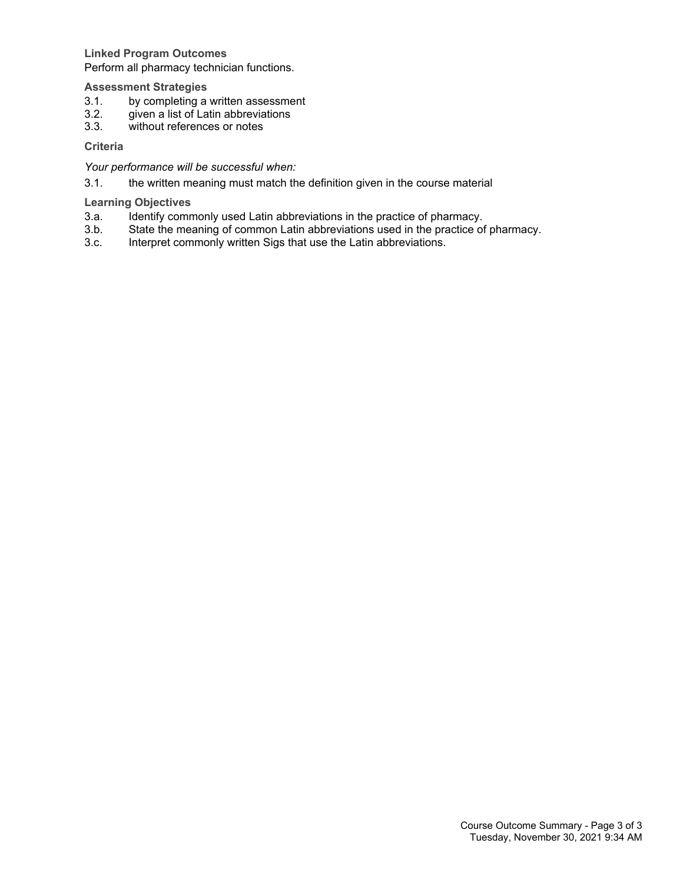**Linked Program Outcomes**

Perform all pharmacy technician functions.

**Assessment Strategies**

3.1. by completing a written assessment
3.2. given a list of Latin abbreviations
3.3. without references or notes

**Criteria**

*Your performance will be successful when:*

3.1. the written meaning must match the definition given in the course material

**Learning Objectives**

3.a. Identify commonly used Latin abbreviations in the practice of pharmacy.
3.b. State the meaning of common Latin abbreviations used in the practice of pharmacy.
3.c. Interpret commonly written Sigs that use the Latin abbreviations.